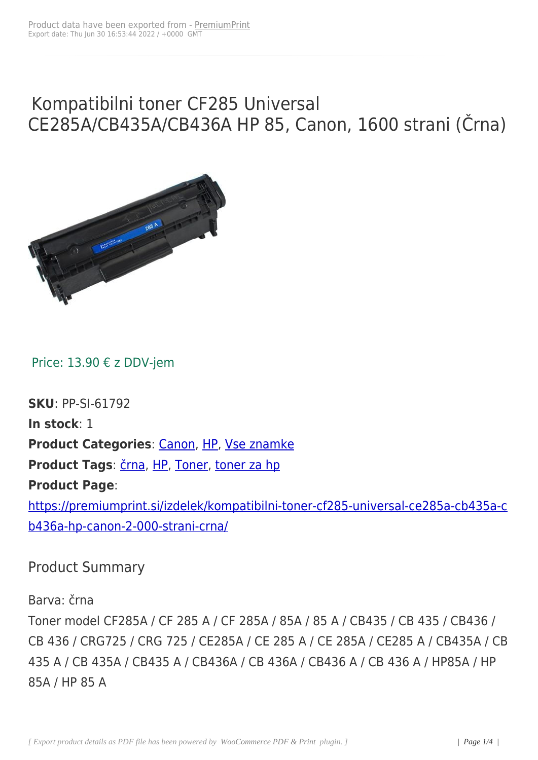# Kompatibilni toner CF285 Universal CE285A/CB435A/CB436A HP 85, Canon, 1600 strani (Črna)

Price: 13.90 € z DDV-jem

**SKU**: PP-SI-61792
**In stock**: 1
**Product Categories**: Canon, HP, Vse znamke
**Product Tags**: črna, HP, Toner, toner za hp
**Product Page**: https://premiumprint.si/izdelek/kompatibilni-toner-cf285-universal-ce285a-cb435a-cb436a-hp-canon-2-000-strani-crna/

## Product Summary

Barva: črna
Toner model CF285A / CF 285 A / CF 285A / 85A / 85 A / CB435 / CB 435 / CB436 / CB 436 / CRG725 / CRG 725 / CE285A / CE 285 A / CE 285A / CE285 A / CB435A / CB 435 A / CB 435A / CB435 A / CB436A / CB 436A / CB436 A / CB 436 A / HP85A / HP 85A / HP 85 A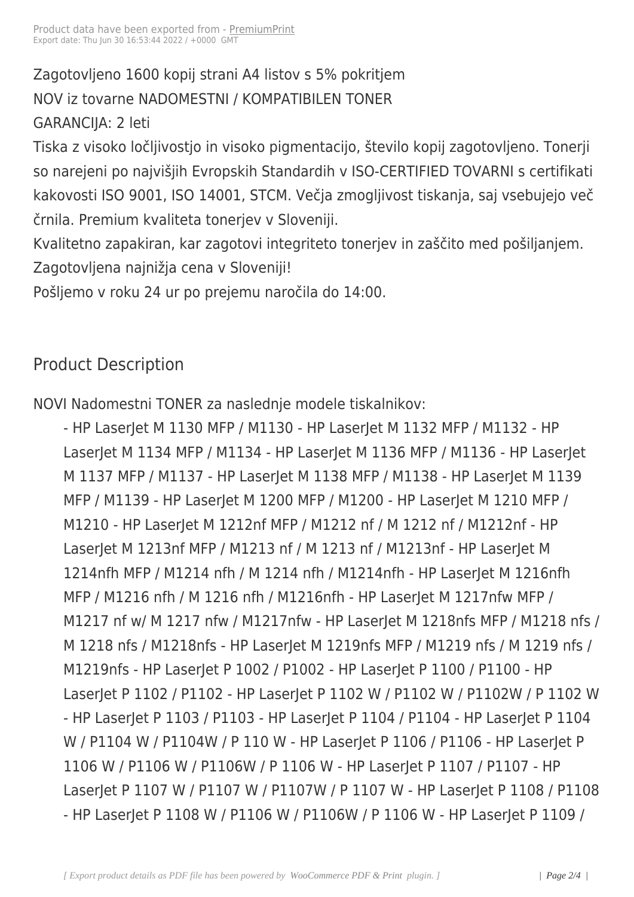Zagotovljeno 1600 kopij strani A4 listov s 5% pokritjem
NOV iz tovarne NADOMESTNI / KOMPATIBILEN TONER
GARANCIJA: 2 leti
Tiska z visoko ločljivostjo in visoko pigmentacijo, število kopij zagotovljeno. Tonerji so narejeni po najvišjih Evropskih Standardih v ISO-CERTIFIED TOVARNI s certifikati kakovosti ISO 9001, ISO 14001, STCM. Večja zmogljivost tiskanja, saj vsebujejo več črnila. Premium kvaliteta tonerjev v Sloveniji.
Kvalitetno zapakiran, kar zagotovi integriteto tonerjev in zaščito med pošiljanjem.
Zagotovljena najnižja cena v Sloveniji!
Pošljemo v roku 24 ur po prejemu naročila do 14:00.

## Product Description

NOVI Nadomestni TONER za naslednje modele tiskalnikov:

- HP LaserJet M 1130 MFP / M1130 - HP LaserJet M 1132 MFP / M1132 - HP LaserJet M 1134 MFP / M1134 - HP LaserJet M 1136 MFP / M1136 - HP LaserJet M 1137 MFP / M1137 - HP LaserJet M 1138 MFP / M1138 - HP LaserJet M 1139 MFP / M1139 - HP LaserJet M 1200 MFP / M1200 - HP LaserJet M 1210 MFP / M1210 - HP LaserJet M 1212nf MFP / M1212 nf / M 1212 nf / M1212nf - HP LaserJet M 1213nf MFP / M1213 nf / M 1213 nf / M1213nf - HP LaserJet M 1214nfh MFP / M1214 nfh / M 1214 nfh / M1214nfh - HP LaserJet M 1216nfh MFP / M1216 nfh / M 1216 nfh / M1216nfh - HP LaserJet M 1217nfw MFP / M1217 nf w/ M 1217 nfw / M1217nfw - HP LaserJet M 1218nfs MFP / M1218 nfs / M 1218 nfs / M1218nfs - HP LaserJet M 1219nfs MFP / M1219 nfs / M 1219 nfs / M1219nfs - HP LaserJet P 1002 / P1002 - HP LaserJet P 1100 / P1100 - HP LaserJet P 1102 / P1102 - HP LaserJet P 1102 W / P1102 W / P1102W / P 1102 W - HP LaserJet P 1103 / P1103 - HP LaserJet P 1104 / P1104 - HP LaserJet P 1104 W / P1104 W / P1104W / P 110 W - HP LaserJet P 1106 / P1106 - HP LaserJet P 1106 W / P1106 W / P1106W / P 1106 W - HP LaserJet P 1107 / P1107 - HP LaserJet P 1107 W / P1107 W / P1107W / P 1107 W - HP LaserJet P 1108 / P1108 - HP LaserJet P 1108 W / P1106 W / P1106W / P 1106 W - HP LaserJet P 1109 /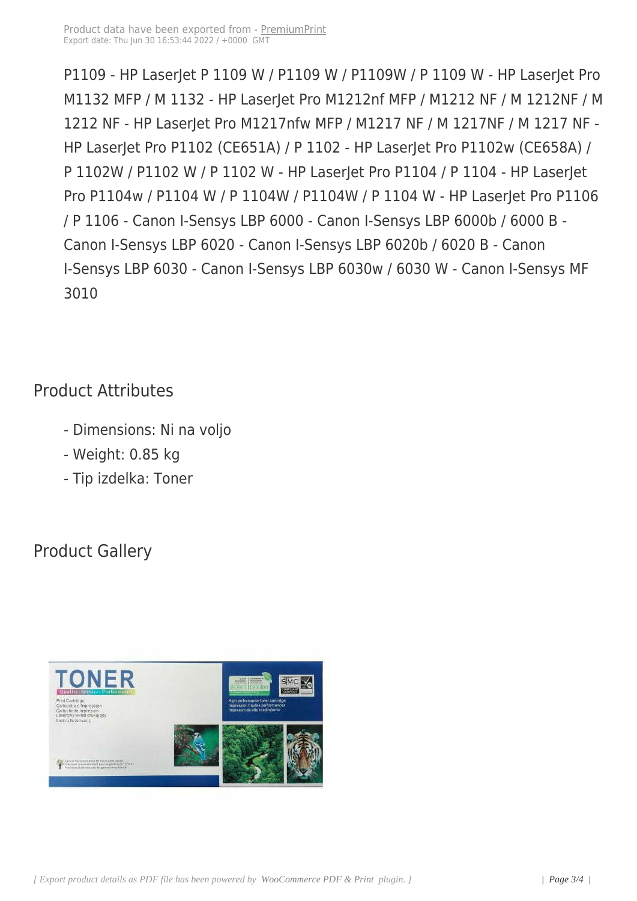P1109 - HP LaserJet P 1109 W / P1109 W / P1109W / P 1109 W - HP LaserJet Pro M1132 MFP / M 1132 - HP LaserJet Pro M1212nf MFP / M1212 NF / M 1212NF / M 1212 NF - HP LaserJet Pro M1217nfw MFP / M1217 NF / M 1217NF / M 1217 NF - HP LaserJet Pro P1102 (CE651A) / P 1102 - HP LaserJet Pro P1102w (CE658A) / P 1102W / P1102 W / P 1102 W - HP LaserJet Pro P1104 / P 1104 - HP LaserJet Pro P1104w / P1104 W / P 1104W / P1104W / P 1104 W - HP LaserJet Pro P1106 / P 1106 - Canon I-Sensys LBP 6000 - Canon I-Sensys LBP 6000b / 6000 B - Canon I-Sensys LBP 6020 - Canon I-Sensys LBP 6020b / 6020 B - Canon I-Sensys LBP 6030 - Canon I-Sensys LBP 6030w / 6030 W - Canon I-Sensys MF 3010

## Product Attributes

- Dimensions: Ni na voljo
- Weight: 0.85 kg
- Tip izdelka: Toner

## Product Gallery